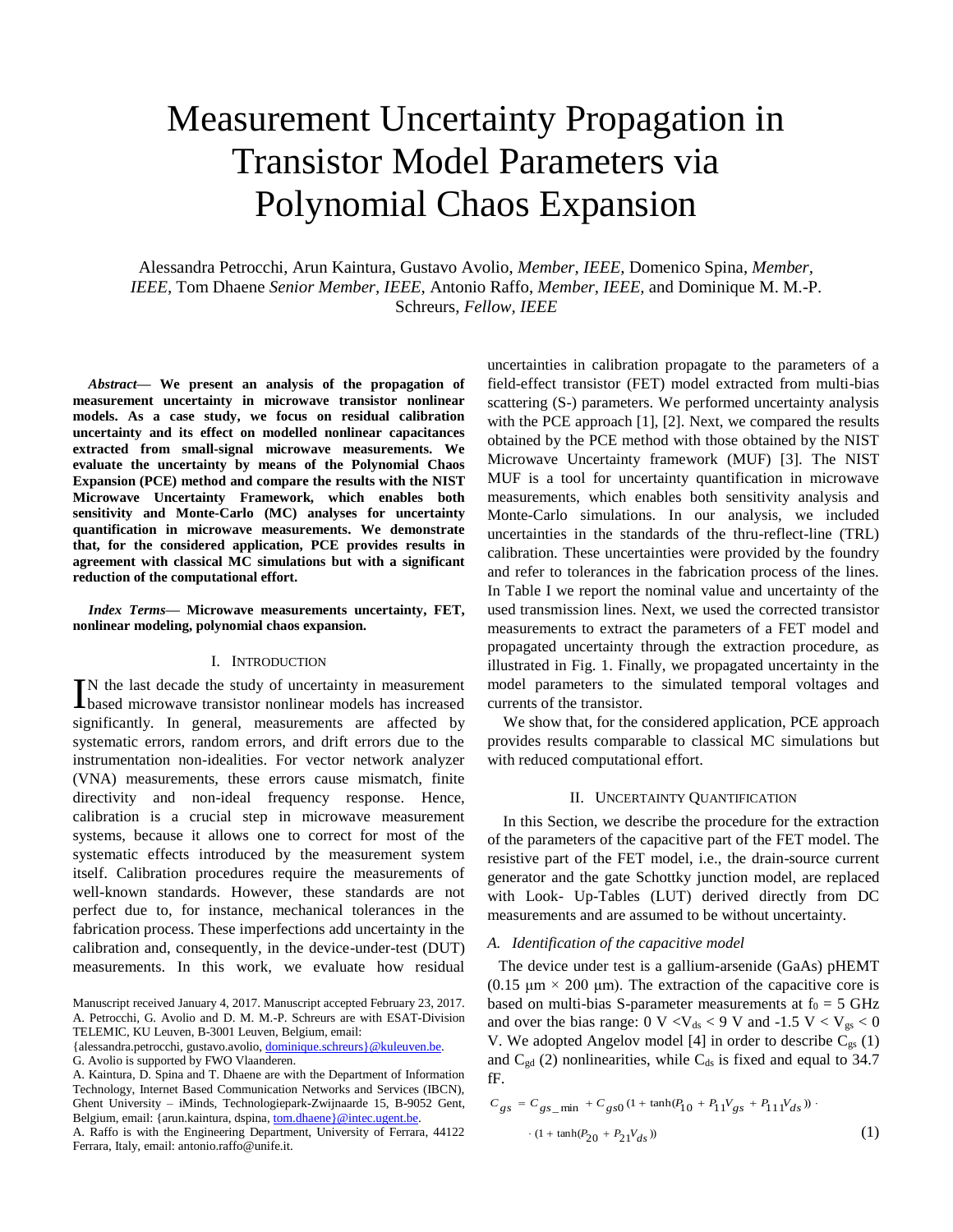# Measurement Uncertainty Propagation in Transistor Model Parameters via Polynomial Chaos Expansion

Alessandra Petrocchi, Arun Kaintura, Gustavo Avolio, *Member, IEEE,* Domenico Spina, *Member, IEEE,* Tom Dhaene *Senior Member, IEEE,* Antonio Raffo, *Member, IEEE,* and Dominique M. M.-P. Schreurs, *Fellow, IEEE*

***Abstract*— We present an analysis of the propagation of measurement uncertainty in microwave transistor nonlinear models. As a case study, we focus on residual calibration uncertainty and its effect on modelled nonlinear capacitances extracted from small-signal microwave measurements. We evaluate the uncertainty by means of the Polynomial Chaos Expansion (PCE) method and compare the results with the NIST Microwave Uncertainty Framework, which enables both sensitivity and Monte-Carlo (MC) analyses for uncertainty quantification in microwave measurements. We demonstrate that, for the considered application, PCE provides results in agreement with classical MC simulations but with a significant reduction of the computational effort.**

***Index Terms*— Microwave measurements uncertainty, FET, nonlinear modeling, polynomial chaos expansion.**

## I. Introduction

In the last decade the study of uncertainty in measurement based microwave transistor nonlinear models has increased significantly. In general, measurements are affected by systematic errors, random errors, and drift errors due to the instrumentation non-idealities. For vector network analyzer (VNA) measurements, these errors cause mismatch, finite directivity and non-ideal frequency response. Hence, calibration is a crucial step in microwave measurement systems, because it allows one to correct for most of the systematic effects introduced by the measurement system itself. Calibration procedures require the measurements of well-known standards. However, these standards are not perfect due to, for instance, mechanical tolerances in the fabrication process. These imperfections add uncertainty in the calibration and, consequently, in the device-under-test (DUT) measurements. In this work, we evaluate how residual uncertainties in calibration propagate to the parameters of a field-effect transistor (FET) model extracted from multi-bias scattering (S-) parameters. We performed uncertainty analysis with the PCE approach [1], [2]. Next, we compared the results obtained by the PCE method with those obtained by the NIST Microwave Uncertainty framework (MUF) [3]. The NIST MUF is a tool for uncertainty quantification in microwave measurements, which enables both sensitivity analysis and Monte-Carlo simulations. In our analysis, we included uncertainties in the standards of the thru-reflect-line (TRL) calibration. These uncertainties were provided by the foundry and refer to tolerances in the fabrication process of the lines. In Table I we report the nominal value and uncertainty of the used transmission lines. Next, we used the corrected transistor measurements to extract the parameters of a FET model and propagated uncertainty through the extraction procedure, as illustrated in Fig. 1. Finally, we propagated uncertainty in the model parameters to the simulated temporal voltages and currents of the transistor.

We show that, for the considered application, PCE approach provides results comparable to classical MC simulations but with reduced computational effort.

Manuscript received January 4, 2017. Manuscript accepted February 23, 2017.
A. Petrocchi, G. Avolio and D. M. M.-P. Schreurs are with ESAT-Division TELEMIC, KU Leuven, B-3001 Leuven, Belgium, email: {alessandra.petrocchi, gustavo.avolio, dominique.schreurs}@kuleuven.be.
G. Avolio is supported by FWO Vlaanderen.
A. Kaintura, D. Spina and T. Dhaene are with the Department of Information Technology, Internet Based Communication Networks and Services (IBCN), Ghent University – iMinds, Technologiepark-Zwijnaarde 15, B-9052 Gent, Belgium, email: {arun.kaintura, dspina, tom.dhaene}@intec.ugent.be.
A. Raffo is with the Engineering Department, University of Ferrara, 44122 Ferrara, Italy, email: antonio.raffo@unife.it.

## II. Uncertainty Quantification

In this Section, we describe the procedure for the extraction of the parameters of the capacitive part of the FET model. The resistive part of the FET model, i.e., the drain-source current generator and the gate Schottky junction model, are replaced with Look- Up-Tables (LUT) derived directly from DC measurements and are assumed to be without uncertainty.

### *A. Identification of the capacitive model*

The device under test is a gallium-arsenide (GaAs) pHEMT (0.15 µm × 200 µm). The extraction of the capacitive core is based on multi-bias S-parameter measurements at $f_0$ = 5 GHz and over the bias range: 0 V < $V_{ds}$ < 9 V and -1.5 V < $V_{gs}$ < 0 V. We adopted Angelov model [4] in order to describe $C_{gs}$ (1) and $C_{gd}$ (2) nonlinearities, while $C_{ds}$ is fixed and equal to 34.7 fF.

$$C_{gs} = C_{gs\_\min} + C_{gs0}(1 + \tanh(P_{10} + P_{11}V_{gs} + P_{111}V_{ds})) \cdot \cdot (1 + \tanh(P_{20} + P_{21}V_{ds})) \tag{1}$$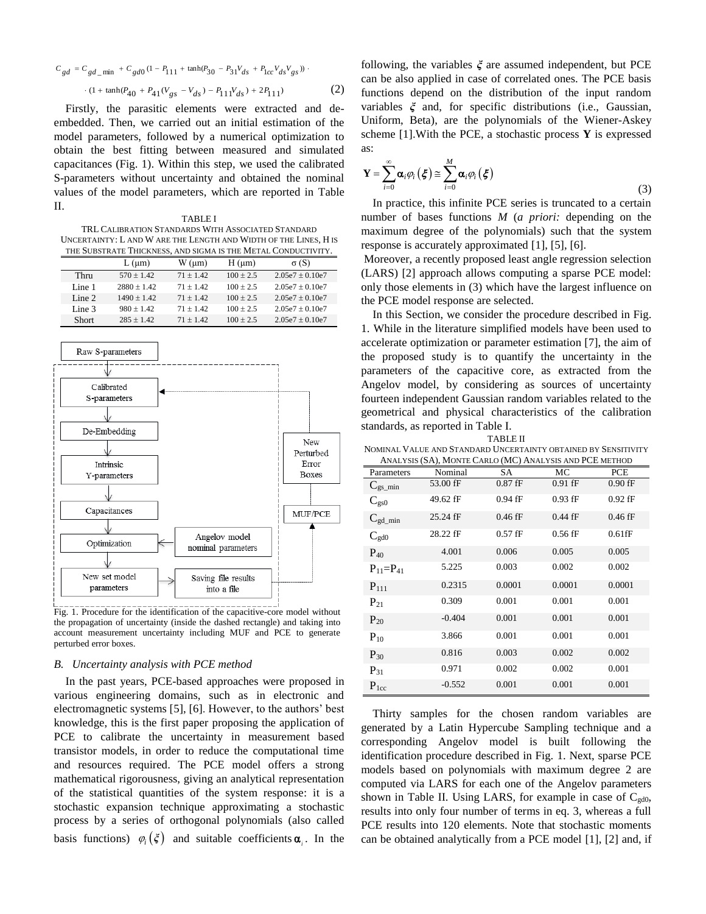$$C_{gd} = C_{gd\_\min} + C_{gd0}\left(1 - P_{111} + \tanh(P_{30} - P_{31}V_{ds} + P_{1cc}V_{ds}V_{gs})\right) \cdot$$

$$\cdot \left(1 + \tanh(P_{40} + P_{41}(V_{gs} - V_{ds}) - P_{111}V_{ds}) + 2P_{111}\right) \quad (2)$$

Firstly, the parasitic elements were extracted and de-embedded. Then, we carried out an initial estimation of the model parameters, followed by a numerical optimization to obtain the best fitting between measured and simulated capacitances (Fig. 1). Within this step, we used the calibrated S-parameters without uncertainty and obtained the nominal values of the model parameters, which are reported in Table II.

TABLE I
TRL CALIBRATION STANDARDS WITH ASSOCIATED STANDARD UNCERTAINTY: L AND W ARE THE LENGTH AND WIDTH OF THE LINES, H IS THE SUBSTRATE THICKNESS, AND SIGMA IS THE METAL CONDUCTIVITY.

| | L (µm) | W (µm) | H (µm) | σ (S) |
|---|---|---|---|---|
| Thru | 570 ± 1.42 | 71 ± 1.42 | 100 ± 2.5 | 2.05e7 ± 0.10e7 |
| Line 1 | 2880 ± 1.42 | 71 ± 1.42 | 100 ± 2.5 | 2.05e7 ± 0.10e7 |
| Line 2 | 1490 ± 1.42 | 71 ± 1.42 | 100 ± 2.5 | 2.05e7 ± 0.10e7 |
| Line 3 | 980 ± 1.42 | 71 ± 1.42 | 100 ± 2.5 | 2.05e7 ± 0.10e7 |
| Short | 285 ± 1.42 | 71 ± 1.42 | 100 ± 2.5 | 2.05e7 ± 0.10e7 |

Fig. 1. Procedure for the identification of the capacitive-core model without the propagation of uncertainty (inside the dashed rectangle) and taking into account measurement uncertainty including MUF and PCE to generate perturbed error boxes.

### B. Uncertainty analysis with PCE method

In the past years, PCE-based approaches were proposed in various engineering domains, such as in electronic and electromagnetic systems [5], [6]. However, to the authors' best knowledge, this is the first paper proposing the application of PCE to calibrate the uncertainty in measurement based transistor models, in order to reduce the computational time and resources required. The PCE model offers a strong mathematical rigorousness, giving an analytical representation of the statistical quantities of the system response: it is a stochastic expansion technique approximating a stochastic process by a series of orthogonal polynomials (also called basis functions) $\varphi_i(\boldsymbol{\xi})$ and suitable coefficients $\boldsymbol{\alpha}_i$. In the following, the variables $\boldsymbol{\xi}$ are assumed independent, but PCE can be also applied in case of correlated ones. The PCE basis functions depend on the distribution of the input random variables $\boldsymbol{\xi}$ and, for specific distributions (i.e., Gaussian, Uniform, Beta), are the polynomials of the Wiener-Askey scheme [1].With the PCE, a stochastic process $\mathbf{Y}$ is expressed as:

$$\mathbf{Y} = \sum_{i=0}^{\infty} \boldsymbol{\alpha}_i \varphi_i(\boldsymbol{\xi}) \cong \sum_{i=0}^{M} \boldsymbol{\alpha}_i \varphi_i(\boldsymbol{\xi}) \quad (3)$$

In practice, this infinite PCE series is truncated to a certain number of bases functions $M$ (*a priori:* depending on the maximum degree of the polynomials) such that the system response is accurately approximated [1], [5], [6].

Moreover, a recently proposed least angle regression selection (LARS) [2] approach allows computing a sparse PCE model: only those elements in (3) which have the largest influence on the PCE model response are selected.

In this Section, we consider the procedure described in Fig. 1. While in the literature simplified models have been used to accelerate optimization or parameter estimation [7], the aim of the proposed study is to quantify the uncertainty in the parameters of the capacitive core, as extracted from the Angelov model, by considering as sources of uncertainty fourteen independent Gaussian random variables related to the geometrical and physical characteristics of the calibration standards, as reported in Table I.

TABLE II
NOMINAL VALUE AND STANDARD UNCERTAINTY OBTAINED BY SENSITIVITY ANALYSIS (SA), MONTE CARLO (MC) ANALYSIS AND PCE METHOD

| Parameters | Nominal | SA | MC | PCE |
|---|---|---|---|---|
| $C_{gs\_min}$ | 53.00 fF | 0.87 fF | 0.91 fF | 0.90 fF |
| $C_{gs0}$ | 49.62 fF | 0.94 fF | 0.93 fF | 0.92 fF |
| $C_{gd\_min}$ | 25.24 fF | 0.46 fF | 0.44 fF | 0.46 fF |
| $C_{gd0}$ | 28.22 fF | 0.57 fF | 0.56 fF | 0.61fF |
| $P_{40}$ | 4.001 | 0.006 | 0.005 | 0.005 |
| $P_{11}$=$P_{41}$ | 5.225 | 0.003 | 0.002 | 0.002 |
| $P_{111}$ | 0.2315 | 0.0001 | 0.0001 | 0.0001 |
| $P_{21}$ | 0.309 | 0.001 | 0.001 | 0.001 |
| $P_{20}$ | -0.404 | 0.001 | 0.001 | 0.001 |
| $P_{10}$ | 3.866 | 0.001 | 0.001 | 0.001 |
| $P_{30}$ | 0.816 | 0.003 | 0.002 | 0.002 |
| $P_{31}$ | 0.971 | 0.002 | 0.002 | 0.001 |
| $P_{1cc}$ | -0.552 | 0.001 | 0.001 | 0.001 |

Thirty samples for the chosen random variables are generated by a Latin Hypercube Sampling technique and a corresponding Angelov model is built following the identification procedure described in Fig. 1. Next, sparse PCE models based on polynomials with maximum degree 2 are computed via LARS for each one of the Angelov parameters shown in Table II. Using LARS, for example in case of $C_{gd0}$, results into only four number of terms in eq. 3, whereas a full PCE results into 120 elements. Note that stochastic moments can be obtained analytically from a PCE model [1], [2] and, if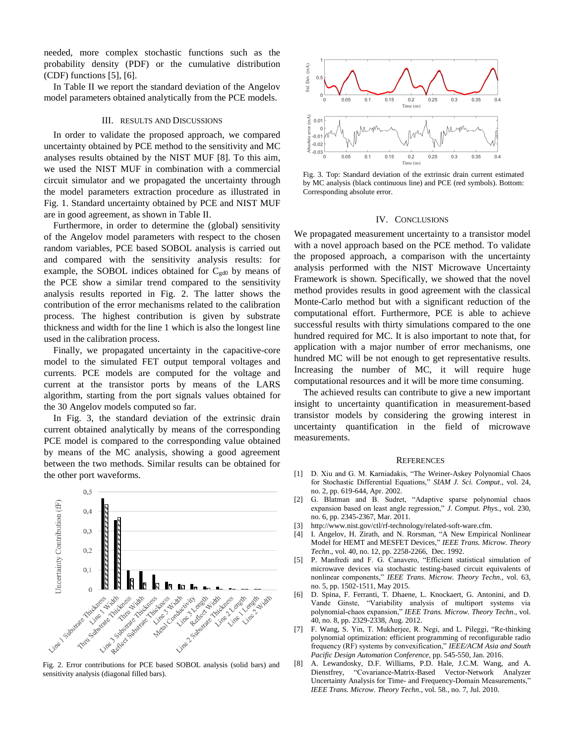needed, more complex stochastic functions such as the probability density (PDF) or the cumulative distribution (CDF) functions [5], [6].

In Table II we report the standard deviation of the Angelov model parameters obtained analytically from the PCE models.

## III. Results and Discussions

In order to validate the proposed approach, we compared uncertainty obtained by PCE method to the sensitivity and MC analyses results obtained by the NIST MUF [8]. To this aim, we used the NIST MUF in combination with a commercial circuit simulator and we propagated the uncertainty through the model parameters extraction procedure as illustrated in Fig. 1. Standard uncertainty obtained by PCE and NIST MUF are in good agreement, as shown in Table II.

Furthermore, in order to determine the (global) sensitivity of the Angelov model parameters with respect to the chosen random variables, PCE based SOBOL analysis is carried out and compared with the sensitivity analysis results: for example, the SOBOL indices obtained for $C_{gd0}$ by means of the PCE show a similar trend compared to the sensitivity analysis results reported in Fig. 2. The latter shows the contribution of the error mechanisms related to the calibration process. The highest contribution is given by substrate thickness and width for the line 1 which is also the longest line used in the calibration process.

Finally, we propagated uncertainty in the capacitive-core model to the simulated FET output temporal voltages and currents. PCE models are computed for the voltage and current at the transistor ports by means of the LARS algorithm, starting from the port signals values obtained for the 30 Angelov models computed so far.

In Fig. 3, the standard deviation of the extrinsic drain current obtained analytically by means of the corresponding PCE model is compared to the corresponding value obtained by means of the MC analysis, showing a good agreement between the two methods. Similar results can be obtained for the other port waveforms.

Uncertainty Contribution (fF)
0,5
0,4
0,3
0,2
0,1
0
Line 1 Substrate Thickness
Line 1 Width
Thru Substrate Thickness
Thru Width
Line 3 Substrate Thickness
Reflect Substrate Thickness
Line 3 Width
Metal Conductivity
Line 3 Length
Reflect Width
Line 2 Substrate Thickness
Line 2 Length
Line 1 Length
Line 2 Width

Fig. 2. Error contributions for PCE based SOBOL analysis (solid bars) and sensitivity analysis (diagonal filled bars).

Std. Dev. (mA)
1
0.5
0
0 0.05 0.1 0.15 0.2 0.25 0.3 0.35 0.4
Time (ns)

Absolute error (mA)
0.01
0
-0.01
-0.02
-0.03
0 0.05 0.1 0.15 0.2 0.25 0.3 0.35 0.4
Time (ns)

Fig. 3. Top: Standard deviation of the extrinsic drain current estimated by MC analysis (black continuous line) and PCE (red symbols). Bottom: Corresponding absolute error.

## IV. Conclusions

We propagated measurement uncertainty to a transistor model with a novel approach based on the PCE method. To validate the proposed approach, a comparison with the uncertainty analysis performed with the NIST Microwave Uncertainty Framework is shown. Specifically, we showed that the novel method provides results in good agreement with the classical Monte-Carlo method but with a significant reduction of the computational effort. Furthermore, PCE is able to achieve successful results with thirty simulations compared to the one hundred required for MC. It is also important to note that, for application with a major number of error mechanisms, one hundred MC will be not enough to get representative results. Increasing the number of MC, it will require huge computational resources and it will be more time consuming.

The achieved results can contribute to give a new important insight to uncertainty quantification in measurement-based transistor models by considering the growing interest in uncertainty quantification in the field of microwave measurements.

## References

[1] D. Xiu and G. M. Karniadakis, "The Weiner-Askey Polynomial Chaos for Stochastic Differential Equations," *SIAM J. Sci. Comput.*, vol. 24, no. 2, pp. 619-644, Apr. 2002.

[2] G. Blatman and B. Sudret, "Adaptive sparse polynomial chaos expansion based on least angle regression," *J. Comput. Phys.*, vol. 230, no. 6, pp. 2345-2367, Mar. 2011.

[3] http://www.nist.gov/ctl/rf-technology/related-soft-ware.cfm.

[4] I. Angelov, H. Zirath, and N. Rorsman, "A New Empirical Nonlinear Model for HEMT and MESFET Devices," *IEEE Trans. Microw. Theory Techn.*, vol. 40, no. 12, pp. 2258-2266, Dec. 1992.

[5] P. Manfredi and F. G. Canavero, "Efficient statistical simulation of microwave devices via stochastic testing-based circuit equivalents of nonlinear components," *IEEE Trans. Microw. Theory Techn.*, vol. 63, no. 5, pp. 1502-1511, May 2015.

[6] D. Spina, F. Ferranti, T. Dhaene, L. Knockaert, G. Antonini, and D. Vande Ginste, "Variability analysis of multiport systems via polynomial-chaos expansion," *IEEE Trans. Microw. Theory Techn.*, vol. 40, no. 8, pp. 2329-2338, Aug. 2012.

[7] F. Wang, S. Yin, T. Mukherjee, R. Negi, and L. Pileggi, "Re-thinking polynomial optimization: efficient programming of reconfigurable radio frequency (RF) systems by convexification," *IEEE/ACM Asia and South Pacific Design Automation Conference*, pp. 545-550, Jan. 2016.

[8] A. Lewandosky, D.F. Williams, P.D. Hale, J.C.M. Wang, and A. Dienstfrey, "Covariance-Matrix-Based Vector-Network Analyzer Uncertainty Analysis for Time- and Frequency-Domain Measurements," *IEEE Trans. Microw. Theory Techn.*, vol. 58., no. 7, Jul. 2010.